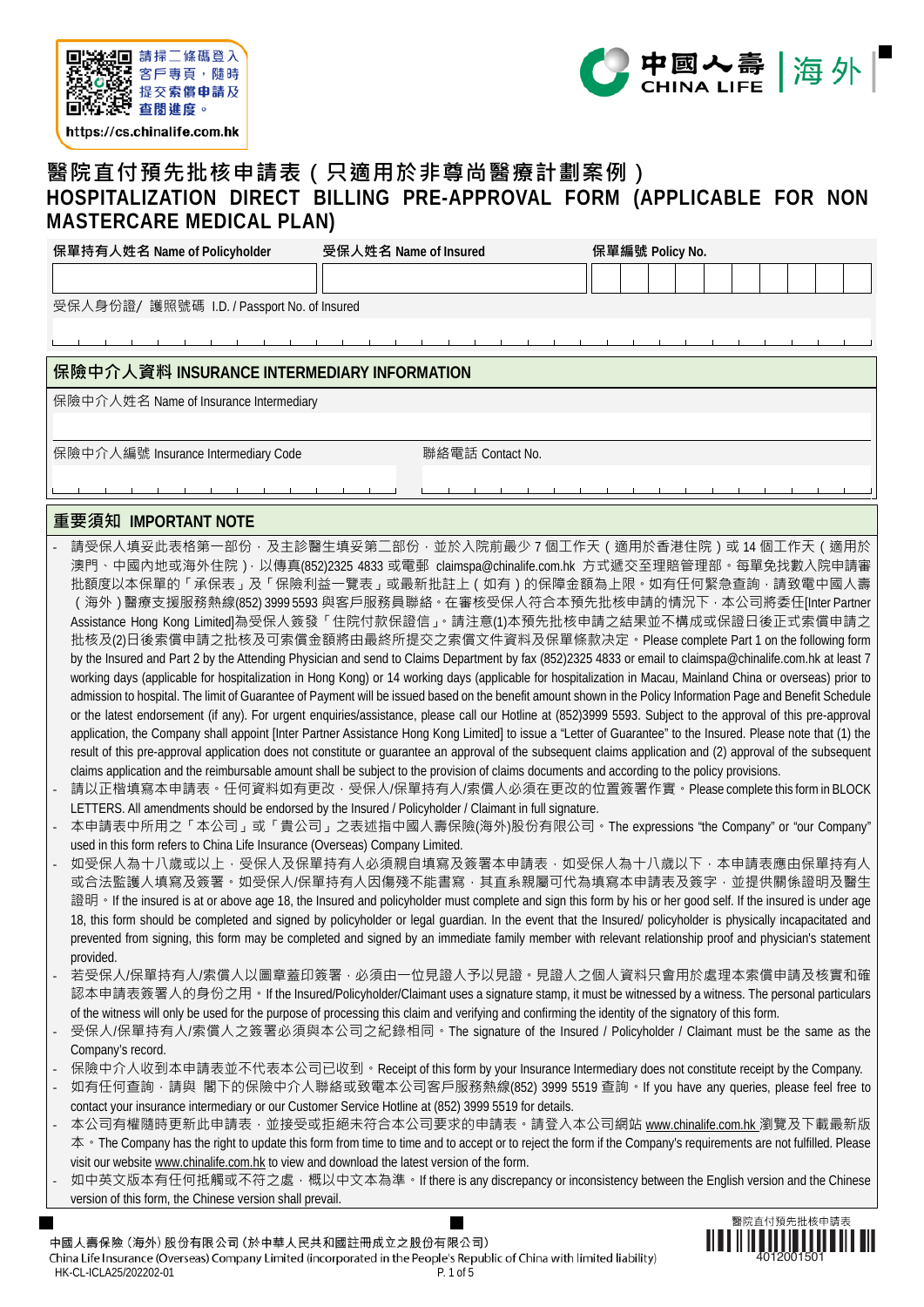請掃二條碼登入客戶專頁，隨時提交索償申請及查閱進度。
https://cs.chinalife.com.hk

中國人壽 CHINA LIFE | 海外

# 醫院直付預先批核申請表（只適用於非尊尚醫療計劃案例）
# HOSPITALIZATION DIRECT BILLING PRE-APPROVAL FORM (APPLICABLE FOR NON MASTERCARE MEDICAL PLAN)

| 保單持有人姓名 Name of Policyholder | 受保人姓名 Name of Insured | 保單編號 Policy No. |
|---|---|---|
| | | |

受保人身份證/ 護照號碼 I.D. / Passport No. of Insured

## 保險中介人資料 INSURANCE INTERMEDIARY INFORMATION

保險中介人姓名 Name of Insurance Intermediary

| 保險中介人編號 Insurance Intermediary Code | 聯絡電話 Contact No. |
|---|---|
| | |

## 重要須知 IMPORTANT NOTE

- 請受保人填妥此表格第一部份，及主診醫生填妥第二部份，並於入院前最少 7 個工作天（適用於香港住院）或 14 個工作天（適用於澳門、中國內地或海外住院），以傳真(852)2325 4833 或電郵 claimspa@chinalife.com.hk 方式遞交至理賠管理部。每單免找數入院申請審批額度以本保單的「承保表」及「保障利益一覽表」或最新批註上（如有）的保障金額為上限。如有任何緊急查詢，請致電中國人壽（海外）醫療支援服務熱線(852) 3999 5593 與客戶服務員聯絡。在審核受保人符合本預先批核申請的情況下，本公司將委任[Inter Partner Assistance Hong Kong Limited]為受保人簽發「住院付款保證信」。請注意(1)本預先批核申請之結果並不構成或保證日後正式索償申請之批核及(2)日後索償申請之批核及可索償金額將由最終所提交之索償文件資料及保單條款決定。Please complete Part 1 on the following form by the Insured and Part 2 by the Attending Physician and send to Claims Department by fax (852)2325 4833 or email to claimspa@chinalife.com.hk at least 7 working days (applicable for hospitalization in Hong Kong) or 14 working days (applicable for hospitalization in Macau, Mainland China or overseas) prior to admission to hospital. The limit of Guarantee of Payment will be issued based on the benefit amount shown in the Policy Information Page and Benefit Schedule or the latest endorsement (if any). For urgent enquiries/assistance, please call our Hotline at (852)3999 5593. Subject to the approval of this pre-approval application, the Company shall appoint [Inter Partner Assistance Hong Kong Limited] to issue a "Letter of Guarantee" to the Insured. Please note that (1) the result of this pre-approval application does not constitute or guarantee an approval of the subsequent claims application and (2) approval of the subsequent claims application and the reimbursable amount shall be subject to the provision of claims documents and according to the policy provisions.
- 請以正楷填寫本申請表。任何資料如有更改，受保人/保單持有人/索償人必須在更改的位置簽署作實。Please complete this form in BLOCK LETTERS. All amendments should be endorsed by the Insured / Policyholder / Claimant in full signature.
- 本申請表中所用之「本公司」或「貴公司」之表述指中國人壽保險(海外)股份有限公司。The expressions "the Company" or "our Company" used in this form refers to China Life Insurance (Overseas) Company Limited.
- 如受保人為十八歲或以上，受保人及保單持有人必須親自填寫及簽署本申請表，如受保人為十八歲以下，本申請表應由保單持有人或合法監護人填寫及簽署。如受保人/保單持有人因傷殘不能書寫，其直系親屬可代為填寫本申請表及簽字，並提供關係證明及醫生證明。If the insured is at or above age 18, the Insured and policyholder must complete and sign this form by his or her good self. If the insured is under age 18, this form should be completed and signed by policyholder or legal guardian. In the event that the Insured/ policyholder is physically incapacitated and prevented from signing, this form may be completed and signed by an immediate family member with relevant relationship proof and physician's statement provided.
- 若受保人/保單持有人/索償人以圖章蓋印簽署，必須由一位見證人予以見證。見證人之個人資料只會用於處理本索償申請及核實和確認本申請表簽署人的身份之用。If the Insured/Policyholder/Claimant uses a signature stamp, it must be witnessed by a witness. The personal particulars of the witness will only be used for the purpose of processing this claim and verifying and confirming the identity of the signatory of this form.
- 受保人/保單持有人/索償人之簽署必須與本公司之紀錄相同。The signature of the Insured / Policyholder / Claimant must be the same as the Company's record.
- 保險中介人收到本申請表並不代表本公司已收到。Receipt of this form by your Insurance Intermediary does not constitute receipt by the Company.
- 如有任何查詢，請與 閣下的保險中介人聯絡或致電本公司客戶服務熱線(852) 3999 5519 查詢。If you have any queries, please feel free to contact your insurance intermediary or our Customer Service Hotline at (852) 3999 5519 for details.
- 本公司有權隨時更新此申請表，並接受或拒絕未符合本公司要求的申請表。請登入本公司網站 www.chinalife.com.hk 瀏覽及下載最新版本。The Company has the right to update this form from time to time and to accept or to reject the form if the Company's requirements are not fulfilled. Please visit our website www.chinalife.com.hk to view and download the latest version of the form.
- 如中英文版本有任何抵觸或不符之處，概以中文本為準。If there is any discrepancy or inconsistency between the English version and the Chinese version of this form, the Chinese version shall prevail.

中國人壽保險（海外）股份有限公司（於中華人民共和國註冊成立之股份有限公司）
China Life Insurance (Overseas) Company Limited (incorporated in the People's Republic of China with limited liability)
HK-CL-ICLA25/202202-01

醫院直付預先批核申請表
4012001501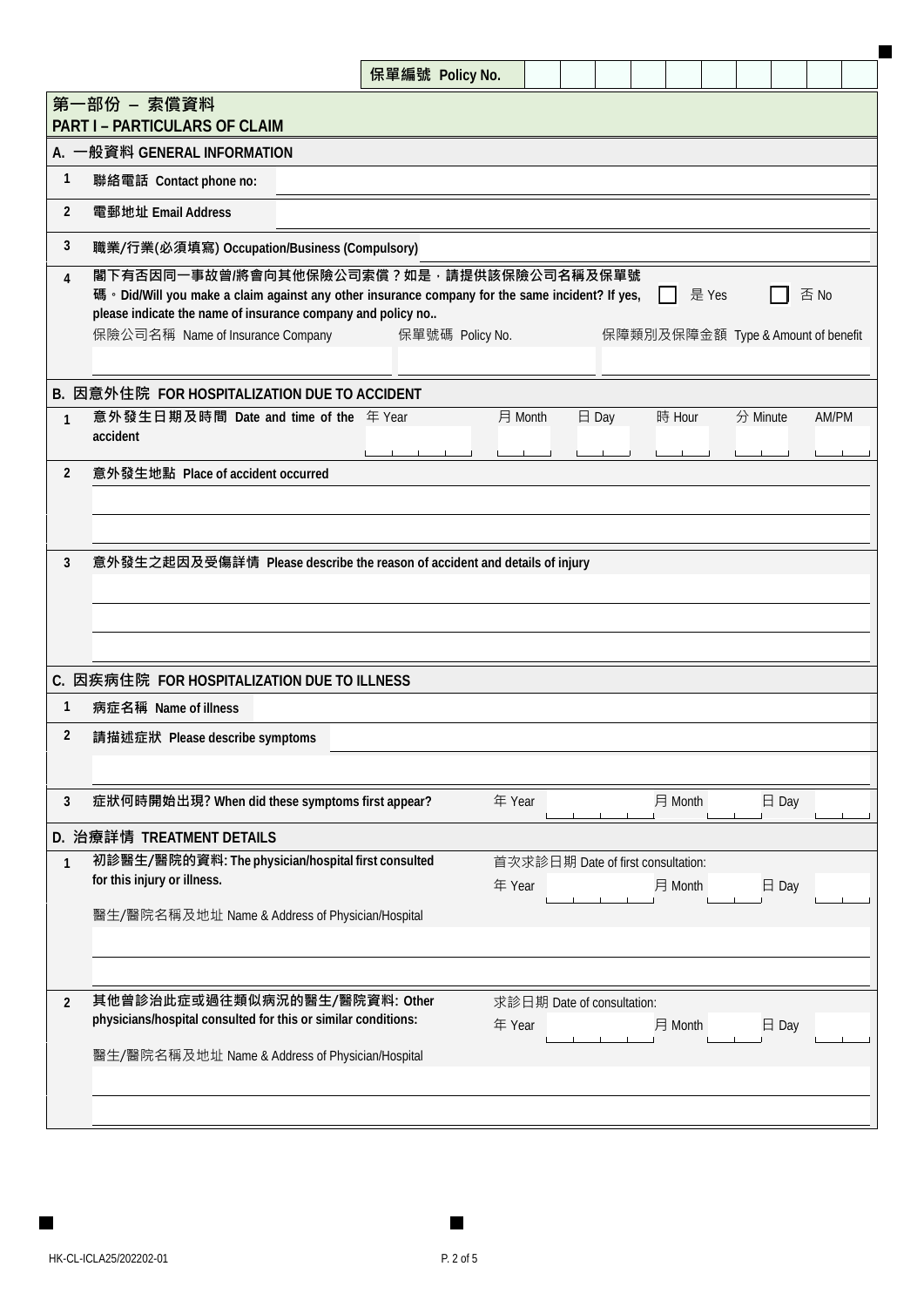保單編號 Policy No.

## 第一部份 – 索償資料
## PART I – PARTICULARS OF CLAIM

### A. 一般資料 GENERAL INFORMATION

1. **聯絡電話 Contact phone no:**

2. **電郵地址 Email Address**

3. **職業/行業(必須填寫) Occupation/Business (Compulsory)**

4. **閣下有否因同一事故曾/將會向其他保險公司索償？如是，請提供該保險公司名稱及保單號碼。Did/Will you make a claim against any other insurance company for the same incident? If yes, please indicate the name of insurance company and policy no..** ☐ 是 Yes ☐ 否 No

| 保險公司名稱 Name of Insurance Company | 保單號碼 Policy No. | 保障類別及保障金額 Type & Amount of benefit |
|---|---|---|
| | | |

### B. 因意外住院 FOR HOSPITALIZATION DUE TO ACCIDENT

1. **意外發生日期及時間 Date and time of the accident** 年 Year ____ 月 Month ____ 日 Day ____ 時 Hour ____ 分 Minute ____ AM/PM ____

2. **意外發生地點 Place of accident occurred**

3. **意外發生之起因及受傷詳情 Please describe the reason of accident and details of injury**

### C. 因疾病住院 FOR HOSPITALIZATION DUE TO ILLNESS

1. **病症名稱 Name of illness**

2. **請描述症狀 Please describe symptoms**

3. **症狀何時開始出現? When did these symptoms first appear?** 年 Year ____ 月 Month ____ 日 Day ____

### D. 治療詳情 TREATMENT DETAILS

1. **初診醫生/醫院的資料: The physician/hospital first consulted for this injury or illness.**

   首次求診日期 Date of first consultation: 年 Year ____ 月 Month ____ 日 Day ____

   醫生/醫院名稱及地址 Name & Address of Physician/Hospital

2. **其他曾診治此症或過往類似病況的醫生/醫院資料: Other physicians/hospital consulted for this or similar conditions:**

   求診日期 Date of consultation: 年 Year ____ 月 Month ____ 日 Day ____

   醫生/醫院名稱及地址 Name & Address of Physician/Hospital

HK-CL-ICLA25/202202-01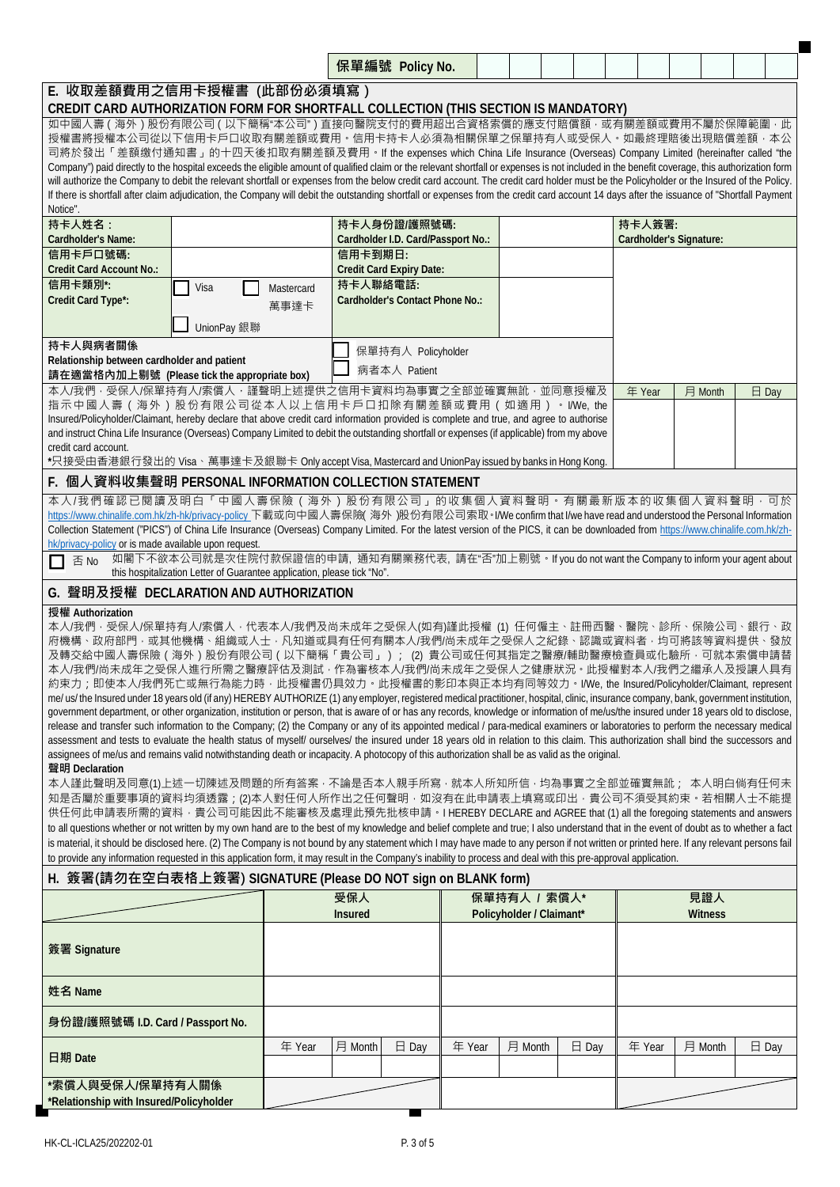**保單編號 Policy No.** | | | | | | | | | | |

## E. 收取差額費用之信用卡授權書（此部份必須填寫）
## CREDIT CARD AUTHORIZATION FORM FOR SHORTFALL COLLECTION (THIS SECTION IS MANDATORY)

如中國人壽（海外）股份有限公司（以下簡稱"本公司"）直接向醫院支付的費用超出合資格索償的應支付賠償額，或有關差額或費用不屬於保障範圍，此授權書將授權本公司從以下信用卡戶口收取有關差額或費用。信用卡持卡人必須為相關保單之保單持有人或受保人。如最終理賠後出現賠償差額，本公司將於發出「差額繳付通知書」的十四天後扣取有關差額及費用。If the expenses which China Life Insurance (Overseas) Company Limited (hereinafter called "the Company") paid directly to the hospital exceeds the eligible amount of qualified claim or the relevant shortfall or expenses is not included in the benefit coverage, this authorization form will authorize the Company to debit the relevant shortfall or expenses from the below credit card account. The credit card holder must be the Policyholder or the Insured of the Policy. If there is shortfall after claim adjudication, the Company will debit the outstanding shortfall or expenses from the credit card account 14 days after the issuance of "Shortfall Payment Notice".

| 持卡人姓名：<br>Cardholder's Name: | | 持卡人身份證/護照號碼:<br>Cardholder I.D. Card/Passport No.: | | 持卡人簽署:<br>Cardholder's Signature: | | |
|---|---|---|---|---|---|---|
| 信用卡戶口號碼:<br>Credit Card Account No.: | | 信用卡到期日:<br>Credit Card Expiry Date: | | | | |
| 信用卡類別*:<br>Credit Card Type*: | ☐ Visa ☐ Mastercard 萬事達卡<br>☐ UnionPay 銀聯 | 持卡人聯絡電話:<br>Cardholder's Contact Phone No.: | | | | |
| 持卡人與病者關係<br>Relationship between cardholder and patient<br>請在適當格內加上剔號 (Please tick the appropriate box) | | ☐ 保單持有人 Policyholder<br>☐ 病者本人 Patient | | | | |
| 本人/我們，受保人/保單持有人/索償人，謹聲明上述提供之信用卡資料均為事實之全部並確實無訛，並同意授權及指示中國人壽（海外）股份有限公司從本人以上信用卡戶口扣除有關差額或費用（如適用）。I/We, the Insured/Policyholder/Claimant, hereby declare that above credit card information provided is complete and true, and agree to authorise and instruct China Life Insurance (Overseas) Company Limited to debit the outstanding shortfall or expenses (if applicable) from my above credit card account.<br>*只接受由香港銀行發出的 Visa、萬事達卡及銀聯卡 Only accept Visa, Mastercard and UnionPay issued by banks in Hong Kong. | | | | 年 Year | 月 Month | 日 Day |

## F. 個人資料收集聲明 PERSONAL INFORMATION COLLECTION STATEMENT

本人/我們確認已閱讀及明白「中國人壽保險（海外）股份有限公司」的收集個人資料聲明。有關最新版本的收集個人資料聲明，可於 https://www.chinalife.com.hk/zh-hk/privacy-policy 下載或向中國人壽保險(海外)股份有限公司索取。I/We confirm that I/we have read and understood the Personal Information Collection Statement ("PICS") of China Life Insurance (Overseas) Company Limited. For the latest version of the PICS, it can be downloaded from https://www.chinalife.com.hk/zh-hk/privacy-policy or is made available upon request.

☐ 否 No　如閣下不欲本公司就是次住院付款保證信的申請，通知有關業務代表，請在"否"加上剔號。If you do not want the Company to inform your agent about this hospitalization Letter of Guarantee application, please tick "No".

## G. 聲明及授權 DECLARATION AND AUTHORIZATION

**授權 Authorization**

本人/我們，受保人/保單持有人/索償人，代表本人/我們及尚未成年之受保人(如有)謹此授權 (1) 任何僱主、註冊西醫、醫院、診所、保險公司、銀行、政府機構、政府部門，或其他機構、組織或人士，凡知道或具有任何有關本人/我們/尚未成年之受保人之紀錄、認識或資料者，均可將該等資料提供、發放及轉交給中國人壽保險（海外）股份有限公司（以下簡稱「貴公司」）；(2) 貴公司或任何其指定之醫療/輔助醫療檢查員或化驗所，可就本索償申請替本人/我們/尚未成年之受保人進行所需之醫療評估及測試，作為審核本人/我們/尚未成年之受保人之健康狀況。此授權對本人/我們之繼承人及授讓人具有約束力；即使本人/我們死亡或無行為能力時，此授權書仍具效力。此授權書的影印本與正本均有同等效力。I/We, the Insured/Policyholder/Claimant, represent me/ us/ the Insured under 18 years old (if any) HEREBY AUTHORIZE (1) any employer, registered medical practitioner, hospital, clinic, insurance company, bank, government institution, government department, or other organization, institution or person, that is aware of or has any records, knowledge or information of me/us/the insured under 18 years old to disclose, release and transfer such information to the Company; (2) the Company or any of its appointed medical / para-medical examiners or laboratories to perform the necessary medical assessment and tests to evaluate the health status of myself/ ourselves/ the insured under 18 years old in relation to this claim. This authorization shall bind the successors and assignees of me/us and remains valid notwithstanding death or incapacity. A photocopy of this authorization shall be as valid as the original.

**聲明 Declaration**

本人謹此聲明及同意(1)上述一切陳述及問題的所有答案，不論是否本人親手所寫，就本人所知所信，均為事實之全部並確實無訛； 本人明白倘有任何未知是否屬於重要事項的資料均須透露；(2)本人對任何人所作出之任何聲明，如沒有在此申請表上填寫或印出，貴公司不須受其約束。若相關人士不能提供任何此申請表所需的資料，貴公司可能因此不能審核及處理此預先批核申請。I HEREBY DECLARE and AGREE that (1) all the foregoing statements and answers to all questions whether or not written by my own hand are to the best of my knowledge and belief complete and true; I also understand that in the event of doubt as to whether a fact is material, it should be disclosed here. (2) The Company is not bound by any statement which I may have made to any person if not written or printed here. If any relevant persons fail to provide any information requested in this application form, it may result in the Company's inability to process and deal with this pre-approval application.

## H. 簽署(請勿在空白表格上簽署) SIGNATURE (Please DO NOT sign on BLANK form)

| | 受保人<br>Insured | | | 保單持有人 / 索償人*<br>Policyholder / Claimant* | | | 見證人<br>Witness | | |
|---|---|---|---|---|---|---|---|---|---|
| 簽署 Signature | | | | | | | | | |
| 姓名 Name | | | | | | | | | |
| 身份證/護照號碼 I.D. Card / Passport No. | | | | | | | | | |
| 日期 Date | 年 Year | 月 Month | 日 Day | 年 Year | 月 Month | 日 Day | 年 Year | 月 Month | 日 Day |
| *索償人與受保人/保單持有人關係<br>*Relationship with Insured/Policyholder | | | | | | | | | |

HK-CL-ICLA25/202202-01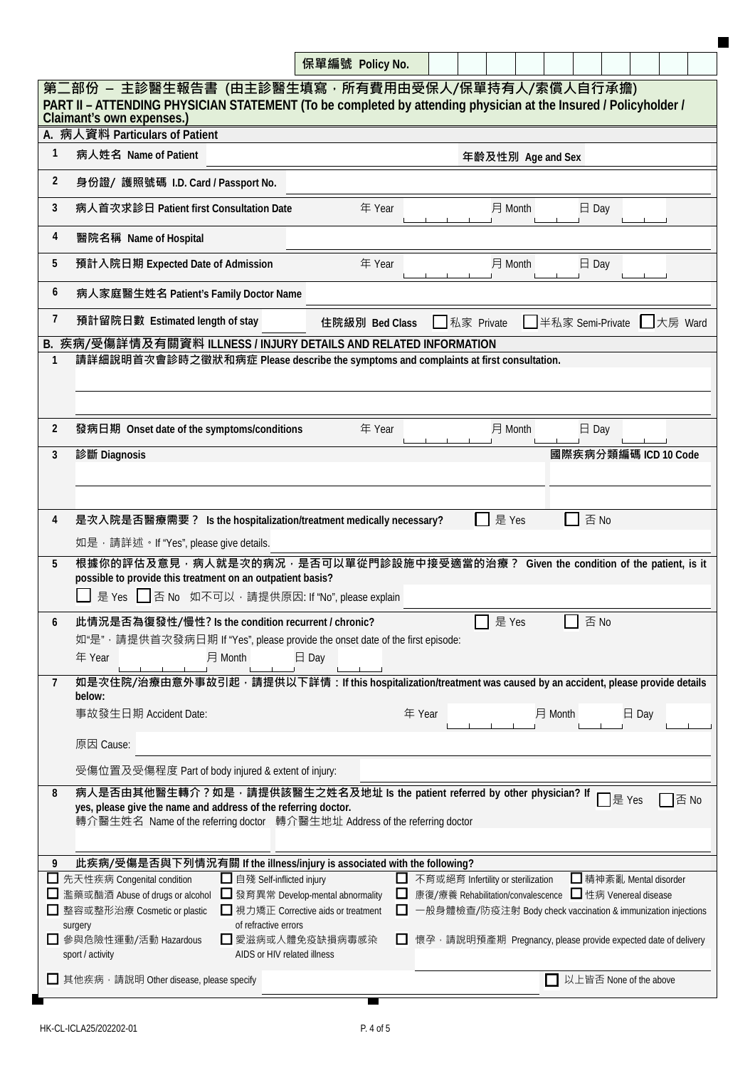保單編號 Policy No.

## 第二部份 – 主診醫生報告書 (由主診醫生填寫，所有費用由受保人/保單持有人/索償人自行承擔)
## PART II – ATTENDING PHYSICIAN STATEMENT (To be completed by attending physician at the Insured / Policyholder / Claimant's own expenses.)

### A. 病人資料 Particulars of Patient

1. 病人姓名 Name of Patient ______ 年齡及性別 Age and Sex ______
2. 身份證/ 護照號碼 I.D. Card / Passport No. ______
3. 病人首次求診日 Patient first Consultation Date 年 Year ____ 月 Month ____ 日 Day ____
4. 醫院名稱 Name of Hospital ______
5. 預計入院日期 Expected Date of Admission 年 Year ____ 月 Month ____ 日 Day ____
6. 病人家庭醫生姓名 Patient's Family Doctor Name ______
7. 預計留院日數 Estimated length of stay ____ 住院級別 Bed Class ☐ 私家 Private ☐ 半私家 Semi-Private ☐ 大房 Ward

### B. 疾病/受傷詳情及有關資料 ILLNESS / INJURY DETAILS AND RELATED INFORMATION

1. 請詳細說明首次會診時之徵狀和病症 Please describe the symptoms and complaints at first consultation.

______

2. 發病日期 Onset date of the symptoms/conditions 年 Year ____ 月 Month ____ 日 Day ____
3. 診斷 Diagnosis ______ 國際疾病分類編碼 ICD 10 Code ______
4. 是次入院是否醫療需要？ Is the hospitalization/treatment medically necessary? ☐ 是 Yes ☐ 否 No

   如是，請詳述。If "Yes", please give details. ______
5. 根據你的評估及意見，病人就是次的病況，是否可以單從門診設施中接受適當的治療？ Given the condition of the patient, is it possible to provide this treatment on an outpatient basis?

   ☐ 是 Yes ☐ 否 No 如不可以，請提供原因: If "No", please explain ______
6. 此情況是否為復發性/慢性? Is the condition recurrent / chronic? ☐ 是 Yes ☐ 否 No

   如"是"，請提供首次發病日期 If "Yes", please provide the onset date of the first episode:

   年 Year ____ 月 Month ____ 日 Day ____
7. 如是次住院/治療由意外事故引起，請提供以下詳情：If this hospitalization/treatment was caused by an accident, please provide details below:

   事故發生日期 Accident Date: 年 Year ____ 月 Month ____ 日 Day ____

   原因 Cause: ______

   受傷位置及受傷程度 Part of body injured & extent of injury: ______
8. 病人是否由其他醫生轉介？如是，請提供該醫生之姓名及地址 Is the patient referred by other physician? If yes, please give the name and address of the referring doctor. ☐ 是 Yes ☐ 否 No

   轉介醫生姓名 Name of the referring doctor ______ 轉介醫生地址 Address of the referring doctor ______
9. 此疾病/受傷是否與下列情況有關 If the illness/injury is associated with the following?

   - ☐ 先天性疾病 Congenital condition
   - ☐ 自殘 Self-inflicted injury
   - ☐ 不育或絕育 Infertility or sterilization
   - ☐ 精神紊亂 Mental disorder
   - ☐ 濫藥或酗酒 Abuse of drugs or alcohol
   - ☐ 發育異常 Develop-mental abnormality
   - ☐ 康復/療養 Rehabilitation/convalescence
   - ☐ 性病 Venereal disease
   - ☐ 整容或整形治療 Cosmetic or plastic surgery
   - ☐ 視力矯正 Corrective aids or treatment of refractive errors
   - ☐ 一般身體檢查/防疫注射 Body check vaccination & immunization injections
   - ☐ 參與危險性運動/活動 Hazardous sport / activity
   - ☐ 愛滋病或人體免疫缺損病毒感染 AIDS or HIV related illness
   - ☐ 懷孕，請說明預產期 Pregnancy, please provide expected date of delivery ______
   - ☐ 其他疾病，請說明 Other disease, please specify ______
   - ☐ 以上皆否 None of the above

HK-CL-ICLA25/202202-01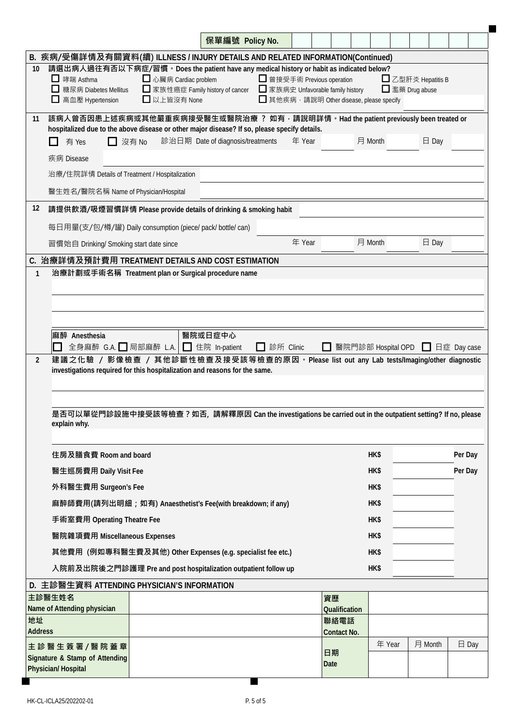保單編號 Policy No.

## B. 疾病/受傷詳情及有關資料(續) ILLNESS / INJURY DETAILS AND RELATED INFORMATION(Continued)

**10 請選出病人過往有否以下病症/習慣。Does the patient have any medical history or habit as indicated below?**

☐ 哮喘 Asthma ☐ 心臟病 Cardiac problem ☐ 曾接受手術 Previous operation ☐ 乙型肝炎 Hepatitis B
☐ 糖尿病 Diabetes Mellitus ☐ 家族性癌症 Family history of cancer ☐ 家族病史 Unfavorable family history ☐ 濫藥 Drug abuse
☐ 高血壓 Hypertension ☐ 以上皆沒有 None ☐ 其他疾病，請說明 Other disease, please specify

**11 該病人曾否因患上述疾病或其他嚴重疾病接受醫生或醫院治療？如有，請說明詳情。Had the patient previously been treated or hospitalized due to the above disease or other major disease? If so, please specify details.**

☐ 有 Yes ☐ 沒有 No 診治日期 Date of diagnosis/treatments 年 Year ____ 月 Month ____ 日 Day ____

疾病 Disease

治療/住院詳情 Details of Treatment / Hospitalization

醫生姓名/醫院名稱 Name of Physician/Hospital

**12 請提供飲酒/吸煙習慣詳情 Please provide details of drinking & smoking habit**

每日用量(支/包/樽/罐) Daily consumption (piece/ pack/ bottle/ can)

習慣始自 Drinking/ Smoking start date since 年 Year ____ 月 Month ____ 日 Day ____

## C. 治療詳情及預計費用 TREATMENT DETAILS AND COST ESTIMATION

**1 治療計劃或手術名稱 Treatment plan or Surgical procedure name**

**麻醉 Anesthesia**
☐ 全身麻醉 G.A. ☐ 局部麻醉 L.A.

**醫院或日症中心**
☐ 住院 In-patient ☐ 診所 Clinic ☐ 醫院門診部 Hospital OPD ☐ 日症 Day case

**2 建議之化驗 / 影像檢查 / 其他診斷性檢查及接受該等檢查的原因。Please list out any Lab tests/Imaging/other diagnostic investigations required for this hospitalization and reasons for the same.**

**是否可以單從門診設施中接受該等檢查？如否，請解釋原因 Can the investigations be carried out in the outpatient setting? If no, please explain why.**

| | | | |
|---|---|---|---|
| 住房及膳食費 Room and board | HK$ | | Per Day |
| 醫生巡房費用 Daily Visit Fee | HK$ | | Per Day |
| 外科醫生費用 Surgeon's Fee | HK$ | | |
| 麻醉師費用(請列出明細；如有) Anaesthetist's Fee(with breakdown; if any) | HK$ | | |
| 手術室費用 Operating Theatre Fee | HK$ | | |
| 醫院雜項費用 Miscellaneous Expenses | HK$ | | |
| 其他費用 (例如專科醫生費及其他) Other Expenses (e.g. specialist fee etc.) | HK$ | | |
| 入院前及出院後之門診護理 Pre and post hospitalization outpatient follow up | HK$ | | |

## D. 主診醫生資料 ATTENDING PHYSICIAN'S INFORMATION

| | | | | | |
|---|---|---|---|---|---|
| **主診醫生姓名 Name of Attending physician** | | **資歷 Qualification** | | | |
| **地址 Address** | | **聯絡電話 Contact No.** | | | |
| **主診醫生簽署/醫院蓋章 Signature & Stamp of Attending Physician/ Hospital** | | **日期 Date** | 年 Year | 月 Month | 日 Day |

HK-CL-ICLA25/202202-01